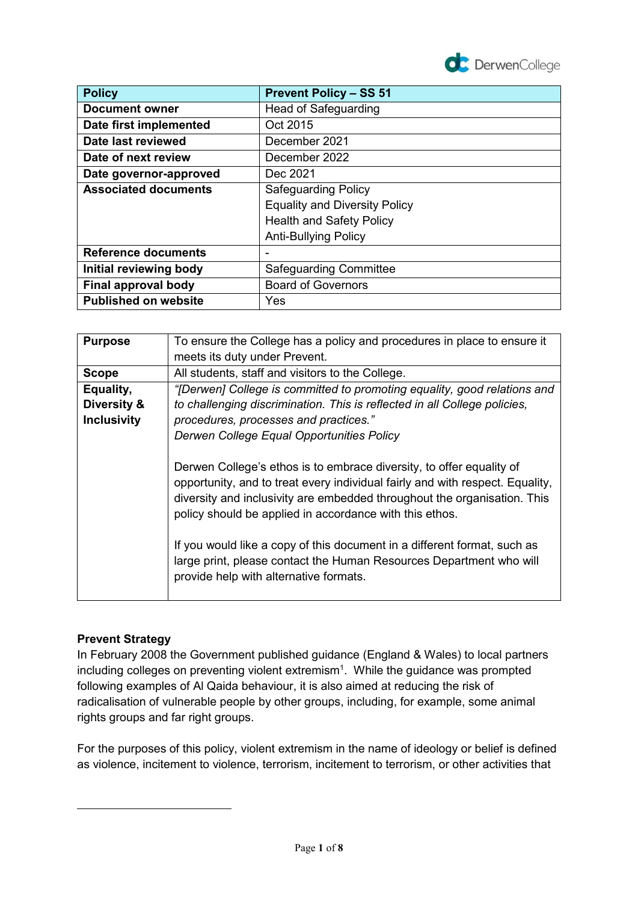| Policy | Prevent Policy – SS 51 |
|---|---|
| Document owner | Head of Safeguarding |
| Date first implemented | Oct 2015 |
| Date last reviewed | December 2021 |
| Date of next review | December 2022 |
| Date governor-approved | Dec 2021 |
| Associated documents | Safeguarding Policy<br>Equality and Diversity Policy<br>Health and Safety Policy<br>Anti-Bullying Policy |
| Reference documents | - |
| Initial reviewing body | Safeguarding Committee |
| Final approval body | Board of Governors |
| Published on website | Yes |

| | |
|---|---|
| **Purpose** | To ensure the College has a policy and procedures in place to ensure it meets its duty under Prevent. |
| **Scope** | All students, staff and visitors to the College. |
| **Equality, Diversity & Inclusivity** | *"[Derwen] College is committed to promoting equality, good relations and to challenging discrimination. This is reflected in all College policies, procedures, processes and practices."*<br>*Derwen College Equal Opportunities Policy*<br><br>Derwen College's ethos is to embrace diversity, to offer equality of opportunity, and to treat every individual fairly and with respect. Equality, diversity and inclusivity are embedded throughout the organisation. This policy should be applied in accordance with this ethos.<br><br>If you would like a copy of this document in a different format, such as large print, please contact the Human Resources Department who will provide help with alternative formats. |

**Prevent Strategy**

In February 2008 the Government published guidance (England & Wales) to local partners including colleges on preventing violent extremism[1]. While the guidance was prompted following examples of Al Qaida behaviour, it is also aimed at reducing the risk of radicalisation of vulnerable people by other groups, including, for example, some animal rights groups and far right groups.

For the purposes of this policy, violent extremism in the name of ideology or belief is defined as violence, incitement to violence, terrorism, incitement to terrorism, or other activities that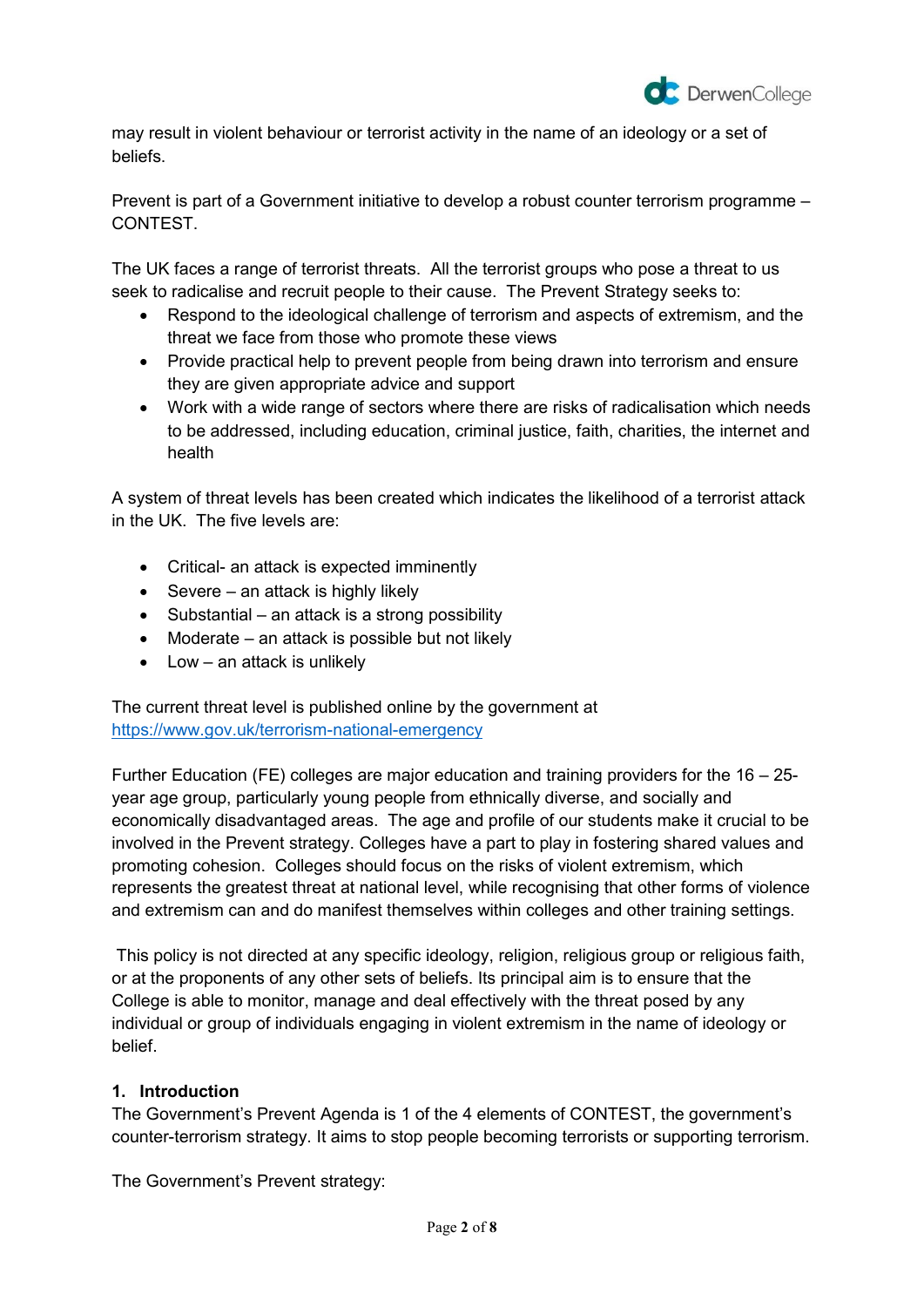may result in violent behaviour or terrorist activity in the name of an ideology or a set of beliefs.

Prevent is part of a Government initiative to develop a robust counter terrorism programme – CONTEST.

The UK faces a range of terrorist threats. All the terrorist groups who pose a threat to us seek to radicalise and recruit people to their cause. The Prevent Strategy seeks to:

- Respond to the ideological challenge of terrorism and aspects of extremism, and the threat we face from those who promote these views
- Provide practical help to prevent people from being drawn into terrorism and ensure they are given appropriate advice and support
- Work with a wide range of sectors where there are risks of radicalisation which needs to be addressed, including education, criminal justice, faith, charities, the internet and health

A system of threat levels has been created which indicates the likelihood of a terrorist attack in the UK. The five levels are:

- Critical- an attack is expected imminently
- Severe – an attack is highly likely
- Substantial – an attack is a strong possibility
- Moderate – an attack is possible but not likely
- Low – an attack is unlikely

The current threat level is published online by the government at https://www.gov.uk/terrorism-national-emergency

Further Education (FE) colleges are major education and training providers for the 16 – 25-year age group, particularly young people from ethnically diverse, and socially and economically disadvantaged areas. The age and profile of our students make it crucial to be involved in the Prevent strategy. Colleges have a part to play in fostering shared values and promoting cohesion. Colleges should focus on the risks of violent extremism, which represents the greatest threat at national level, while recognising that other forms of violence and extremism can and do manifest themselves within colleges and other training settings.

This policy is not directed at any specific ideology, religion, religious group or religious faith, or at the proponents of any other sets of beliefs. Its principal aim is to ensure that the College is able to monitor, manage and deal effectively with the threat posed by any individual or group of individuals engaging in violent extremism in the name of ideology or belief.

## 1. Introduction

The Government's Prevent Agenda is 1 of the 4 elements of CONTEST, the government's counter-terrorism strategy. It aims to stop people becoming terrorists or supporting terrorism.

The Government's Prevent strategy: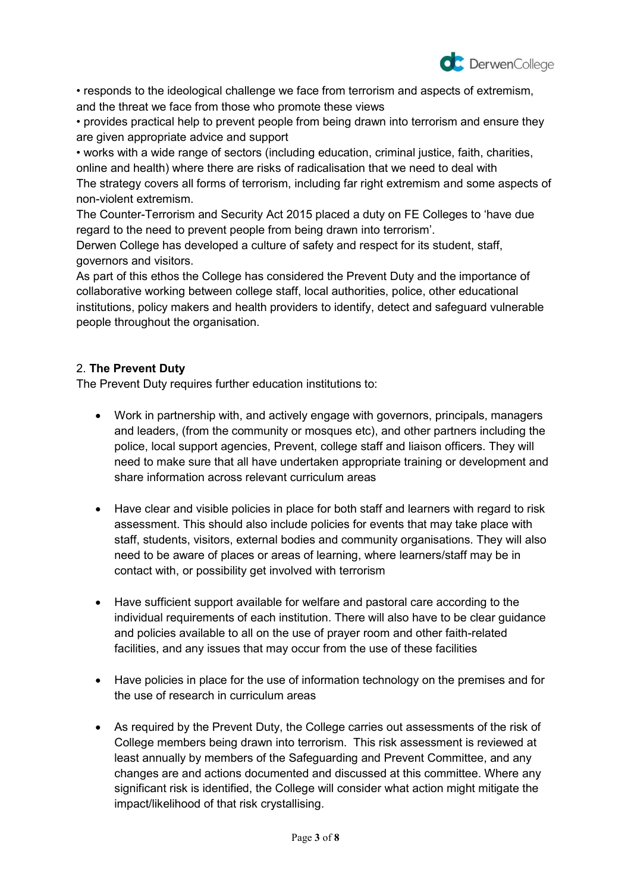• responds to the ideological challenge we face from terrorism and aspects of extremism, and the threat we face from those who promote these views

• provides practical help to prevent people from being drawn into terrorism and ensure they are given appropriate advice and support

• works with a wide range of sectors (including education, criminal justice, faith, charities, online and health) where there are risks of radicalisation that we need to deal with

The strategy covers all forms of terrorism, including far right extremism and some aspects of non-violent extremism.

The Counter-Terrorism and Security Act 2015 placed a duty on FE Colleges to 'have due regard to the need to prevent people from being drawn into terrorism'.

Derwen College has developed a culture of safety and respect for its student, staff, governors and visitors.

As part of this ethos the College has considered the Prevent Duty and the importance of collaborative working between college staff, local authorities, police, other educational institutions, policy makers and health providers to identify, detect and safeguard vulnerable people throughout the organisation.

## 2. **The Prevent Duty**

The Prevent Duty requires further education institutions to:

- Work in partnership with, and actively engage with governors, principals, managers and leaders, (from the community or mosques etc), and other partners including the police, local support agencies, Prevent, college staff and liaison officers. They will need to make sure that all have undertaken appropriate training or development and share information across relevant curriculum areas

- Have clear and visible policies in place for both staff and learners with regard to risk assessment. This should also include policies for events that may take place with staff, students, visitors, external bodies and community organisations. They will also need to be aware of places or areas of learning, where learners/staff may be in contact with, or possibility get involved with terrorism

- Have sufficient support available for welfare and pastoral care according to the individual requirements of each institution. There will also have to be clear guidance and policies available to all on the use of prayer room and other faith-related facilities, and any issues that may occur from the use of these facilities

- Have policies in place for the use of information technology on the premises and for the use of research in curriculum areas

- As required by the Prevent Duty, the College carries out assessments of the risk of College members being drawn into terrorism. This risk assessment is reviewed at least annually by members of the Safeguarding and Prevent Committee, and any changes are and actions documented and discussed at this committee. Where any significant risk is identified, the College will consider what action might mitigate the impact/likelihood of that risk crystallising.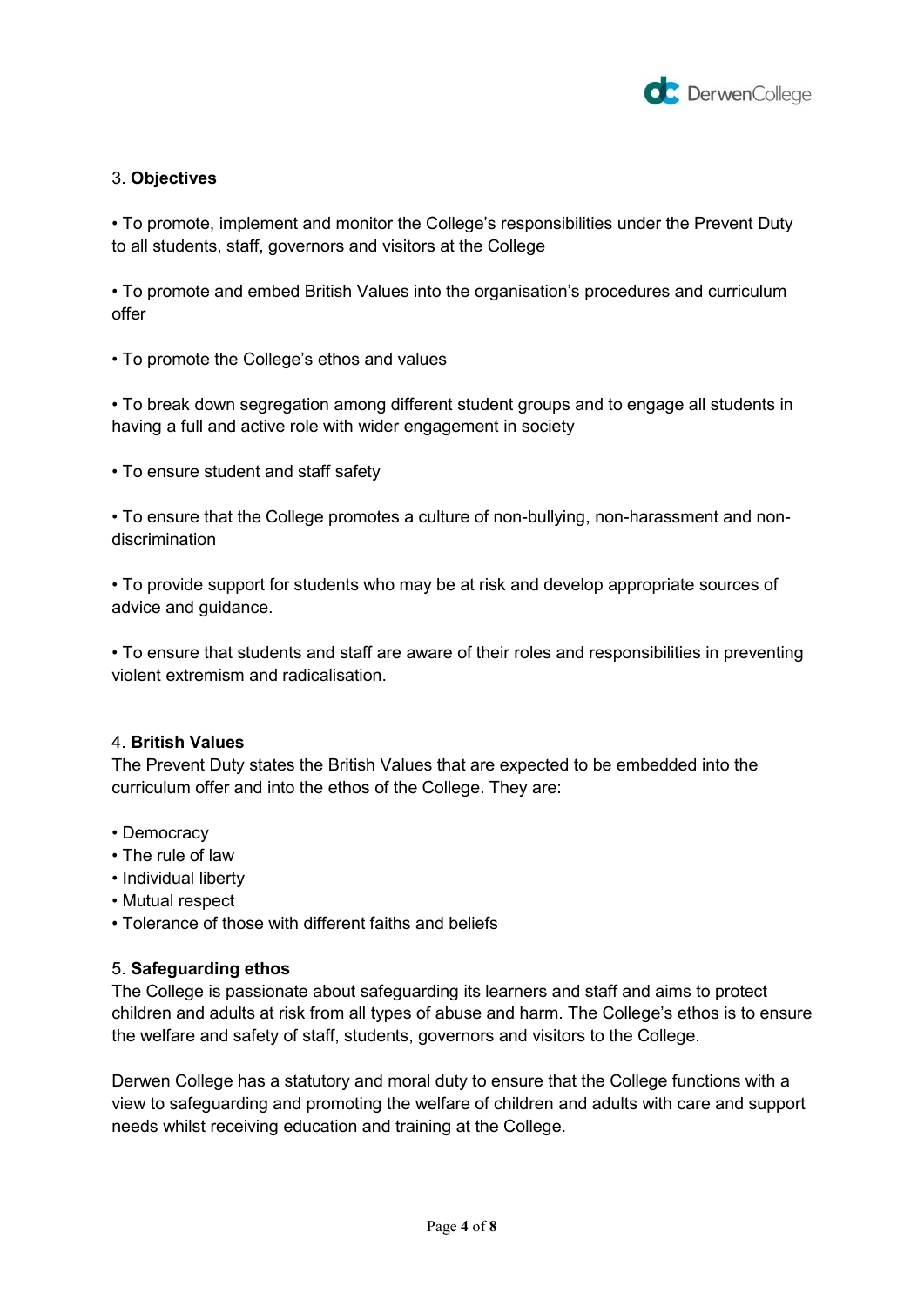## 3. **Objectives**

- To promote, implement and monitor the College's responsibilities under the Prevent Duty to all students, staff, governors and visitors at the College

- To promote and embed British Values into the organisation's procedures and curriculum offer

- To promote the College's ethos and values

- To break down segregation among different student groups and to engage all students in having a full and active role with wider engagement in society

- To ensure student and staff safety

- To ensure that the College promotes a culture of non-bullying, non-harassment and non-discrimination

- To provide support for students who may be at risk and develop appropriate sources of advice and guidance.

- To ensure that students and staff are aware of their roles and responsibilities in preventing violent extremism and radicalisation.

## 4. **British Values**

The Prevent Duty states the British Values that are expected to be embedded into the curriculum offer and into the ethos of the College. They are:

- Democracy
- The rule of law
- Individual liberty
- Mutual respect
- Tolerance of those with different faiths and beliefs

## 5. **Safeguarding ethos**

The College is passionate about safeguarding its learners and staff and aims to protect children and adults at risk from all types of abuse and harm. The College's ethos is to ensure the welfare and safety of staff, students, governors and visitors to the College.

Derwen College has a statutory and moral duty to ensure that the College functions with a view to safeguarding and promoting the welfare of children and adults with care and support needs whilst receiving education and training at the College.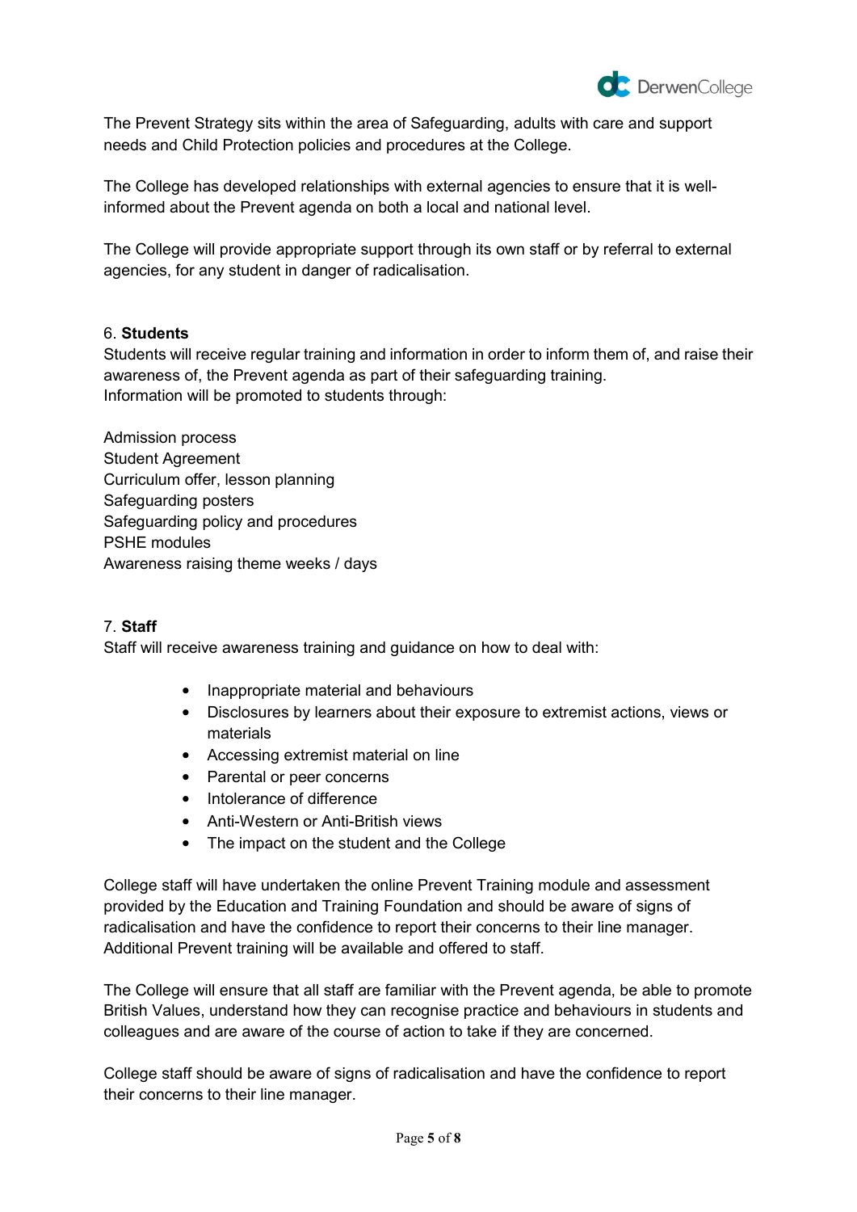The Prevent Strategy sits within the area of Safeguarding, adults with care and support needs and Child Protection policies and procedures at the College.

The College has developed relationships with external agencies to ensure that it is well-informed about the Prevent agenda on both a local and national level.

The College will provide appropriate support through its own staff or by referral to external agencies, for any student in danger of radicalisation.

## 6. **Students**

Students will receive regular training and information in order to inform them of, and raise their awareness of, the Prevent agenda as part of their safeguarding training.
Information will be promoted to students through:

Admission process
Student Agreement
Curriculum offer, lesson planning
Safeguarding posters
Safeguarding policy and procedures
PSHE modules
Awareness raising theme weeks / days

## 7. **Staff**

Staff will receive awareness training and guidance on how to deal with:

- Inappropriate material and behaviours
- Disclosures by learners about their exposure to extremist actions, views or materials
- Accessing extremist material on line
- Parental or peer concerns
- Intolerance of difference
- Anti-Western or Anti-British views
- The impact on the student and the College

College staff will have undertaken the online Prevent Training module and assessment provided by the Education and Training Foundation and should be aware of signs of radicalisation and have the confidence to report their concerns to their line manager. Additional Prevent training will be available and offered to staff.

The College will ensure that all staff are familiar with the Prevent agenda, be able to promote British Values, understand how they can recognise practice and behaviours in students and colleagues and are aware of the course of action to take if they are concerned.

College staff should be aware of signs of radicalisation and have the confidence to report their concerns to their line manager.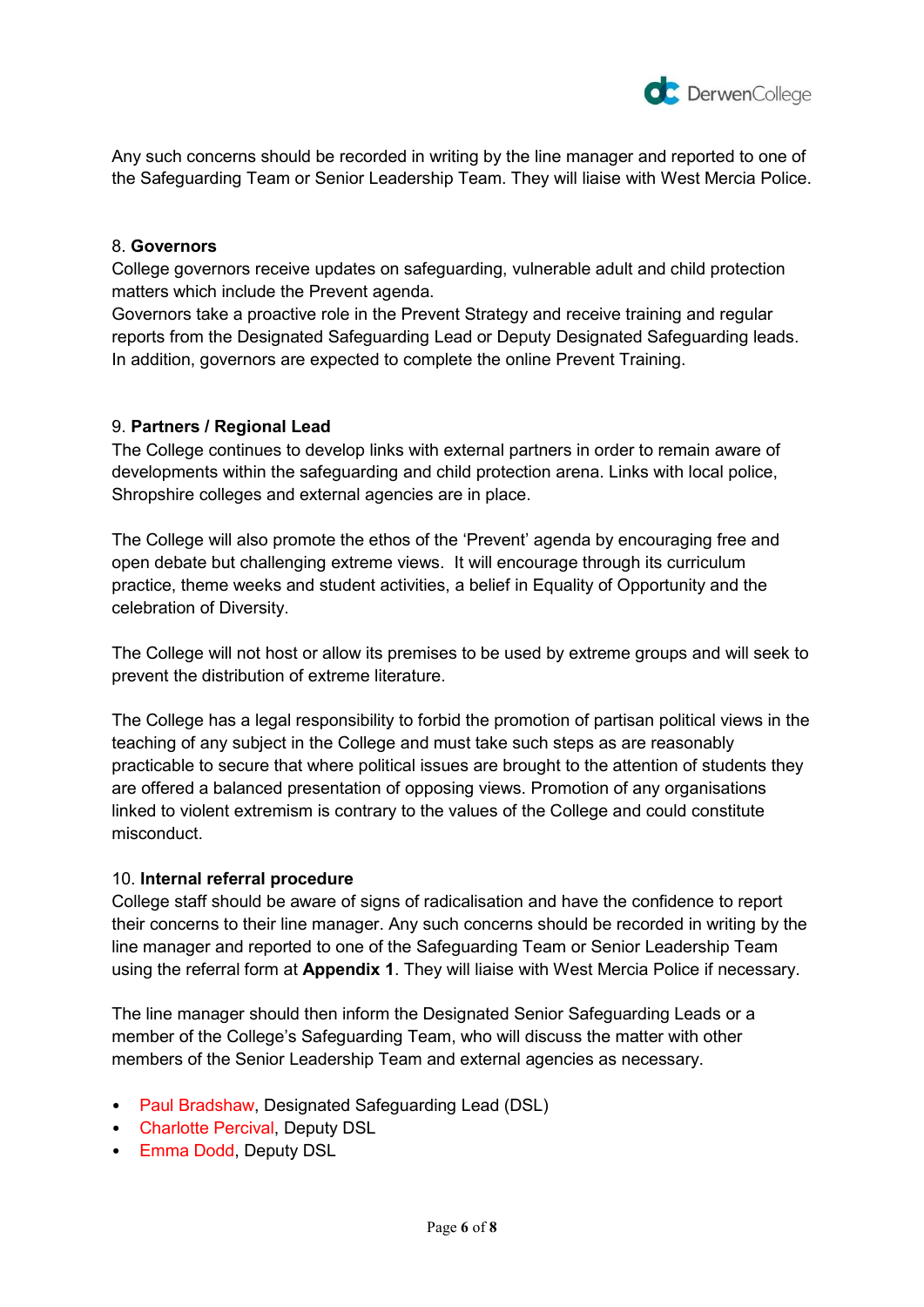Any such concerns should be recorded in writing by the line manager and reported to one of the Safeguarding Team or Senior Leadership Team. They will liaise with West Mercia Police.

## 8. **Governors**

College governors receive updates on safeguarding, vulnerable adult and child protection matters which include the Prevent agenda.

Governors take a proactive role in the Prevent Strategy and receive training and regular reports from the Designated Safeguarding Lead or Deputy Designated Safeguarding leads. In addition, governors are expected to complete the online Prevent Training.

## 9. **Partners / Regional Lead**

The College continues to develop links with external partners in order to remain aware of developments within the safeguarding and child protection arena. Links with local police, Shropshire colleges and external agencies are in place.

The College will also promote the ethos of the 'Prevent' agenda by encouraging free and open debate but challenging extreme views. It will encourage through its curriculum practice, theme weeks and student activities, a belief in Equality of Opportunity and the celebration of Diversity.

The College will not host or allow its premises to be used by extreme groups and will seek to prevent the distribution of extreme literature.

The College has a legal responsibility to forbid the promotion of partisan political views in the teaching of any subject in the College and must take such steps as are reasonably practicable to secure that where political issues are brought to the attention of students they are offered a balanced presentation of opposing views. Promotion of any organisations linked to violent extremism is contrary to the values of the College and could constitute misconduct.

## 10. **Internal referral procedure**

College staff should be aware of signs of radicalisation and have the confidence to report their concerns to their line manager. Any such concerns should be recorded in writing by the line manager and reported to one of the Safeguarding Team or Senior Leadership Team using the referral form at **Appendix 1**. They will liaise with West Mercia Police if necessary.

The line manager should then inform the Designated Senior Safeguarding Leads or a member of the College's Safeguarding Team, who will discuss the matter with other members of the Senior Leadership Team and external agencies as necessary.

- Paul Bradshaw, Designated Safeguarding Lead (DSL)
- Charlotte Percival, Deputy DSL
- Emma Dodd, Deputy DSL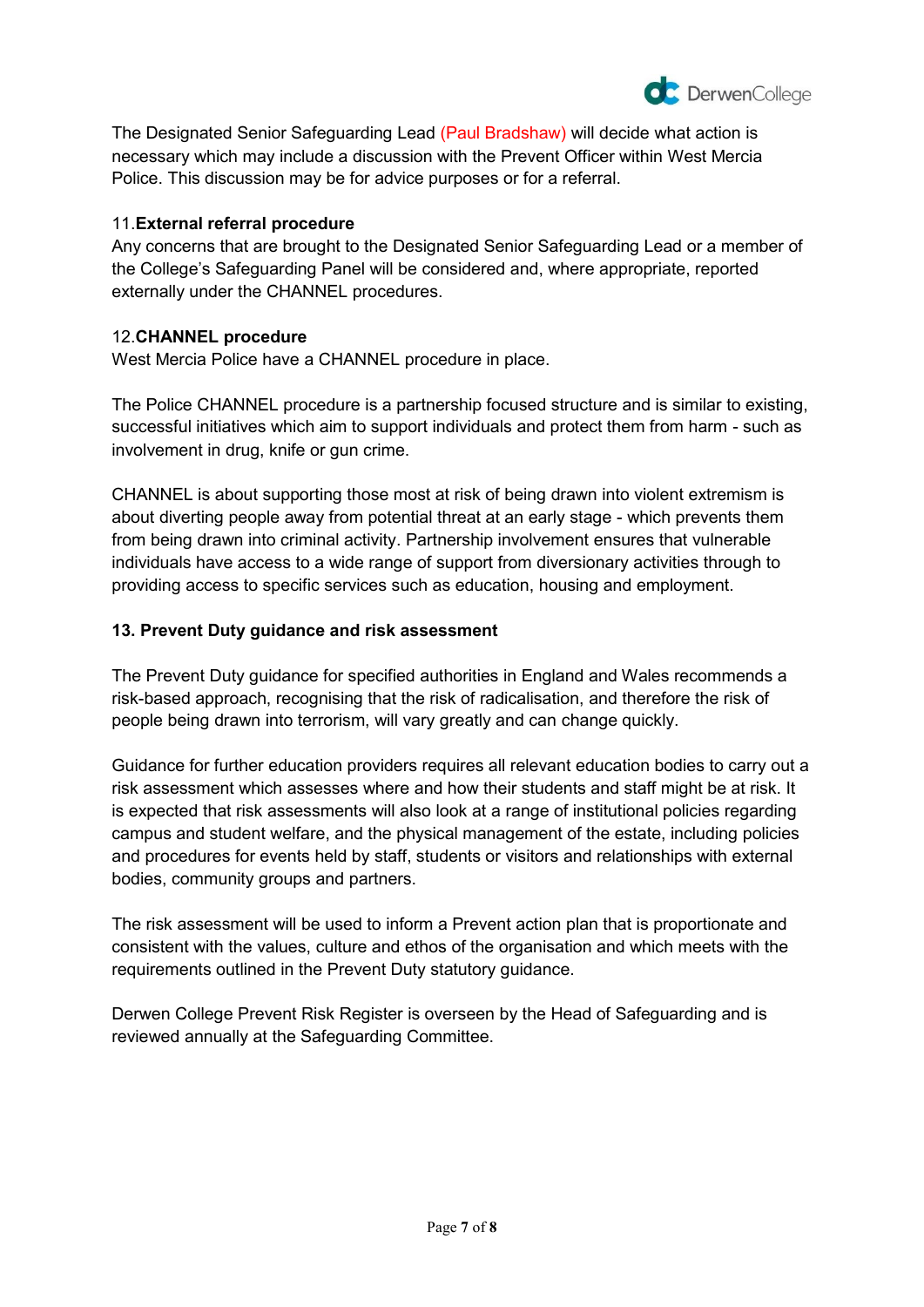The Designated Senior Safeguarding Lead (Paul Bradshaw) will decide what action is necessary which may include a discussion with the Prevent Officer within West Mercia Police. This discussion may be for advice purposes or for a referral.

### 11. External referral procedure

Any concerns that are brought to the Designated Senior Safeguarding Lead or a member of the College's Safeguarding Panel will be considered and, where appropriate, reported externally under the CHANNEL procedures.

### 12. CHANNEL procedure

West Mercia Police have a CHANNEL procedure in place.

The Police CHANNEL procedure is a partnership focused structure and is similar to existing, successful initiatives which aim to support individuals and protect them from harm - such as involvement in drug, knife or gun crime.

CHANNEL is about supporting those most at risk of being drawn into violent extremism is about diverting people away from potential threat at an early stage - which prevents them from being drawn into criminal activity. Partnership involvement ensures that vulnerable individuals have access to a wide range of support from diversionary activities through to providing access to specific services such as education, housing and employment.

### 13. Prevent Duty guidance and risk assessment

The Prevent Duty guidance for specified authorities in England and Wales recommends a risk-based approach, recognising that the risk of radicalisation, and therefore the risk of people being drawn into terrorism, will vary greatly and can change quickly.

Guidance for further education providers requires all relevant education bodies to carry out a risk assessment which assesses where and how their students and staff might be at risk. It is expected that risk assessments will also look at a range of institutional policies regarding campus and student welfare, and the physical management of the estate, including policies and procedures for events held by staff, students or visitors and relationships with external bodies, community groups and partners.

The risk assessment will be used to inform a Prevent action plan that is proportionate and consistent with the values, culture and ethos of the organisation and which meets with the requirements outlined in the Prevent Duty statutory guidance.

Derwen College Prevent Risk Register is overseen by the Head of Safeguarding and is reviewed annually at the Safeguarding Committee.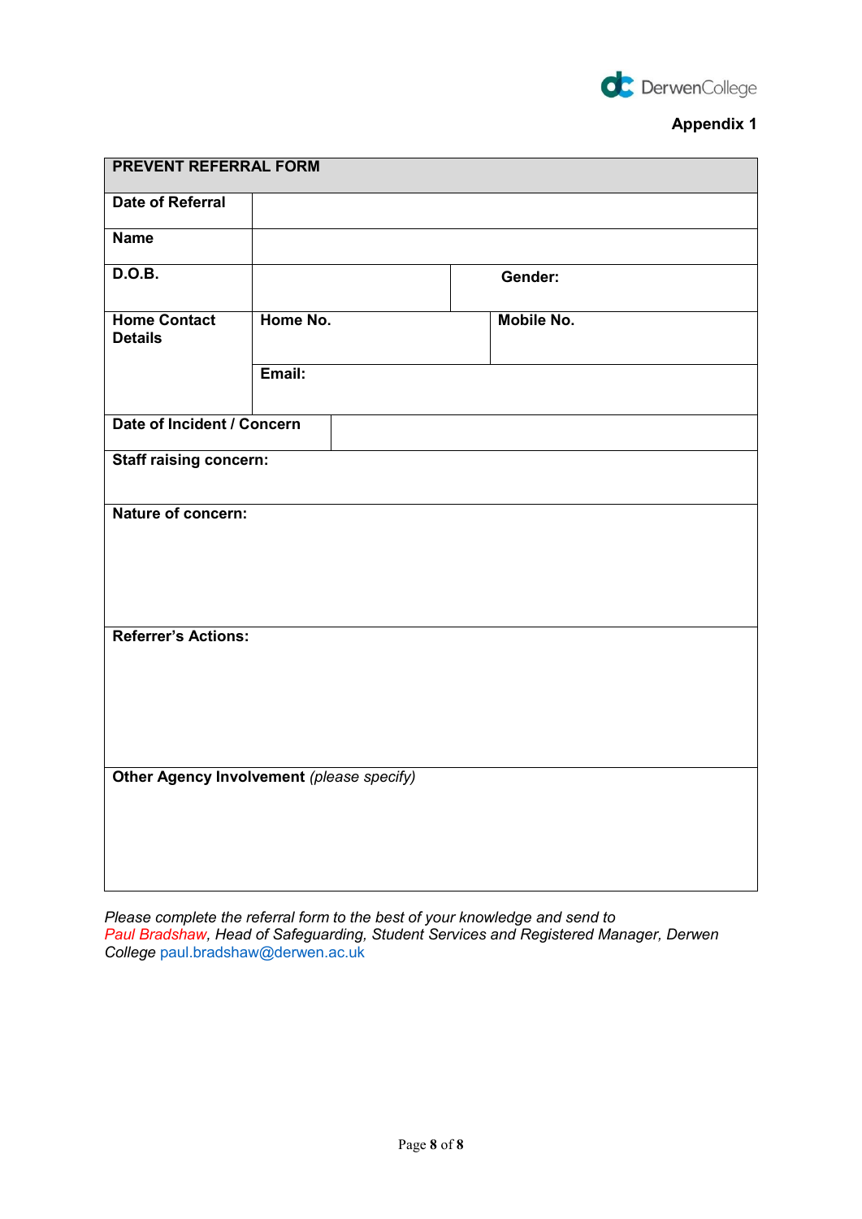DerwenCollege

**Appendix 1**

| PREVENT REFERRAL FORM | | | |
|---|---|---|---|
| **Date of Referral** | | | |
| **Name** | | | |
| **D.O.B.** | | **Gender:** | |
| **Home Contact Details** | **Home No.** | **Mobile No.** | |
| | **Email:** | | |
| **Date of Incident / Concern** | | | |
| **Staff raising concern:** | | | |
| **Nature of concern:** | | | |
| **Referrer's Actions:** | | | |
| **Other Agency Involvement** *(please specify)* | | | |

*Please complete the referral form to the best of your knowledge and send to Paul Bradshaw, Head of Safeguarding, Student Services and Registered Manager, Derwen College* paul.bradshaw@derwen.ac.uk